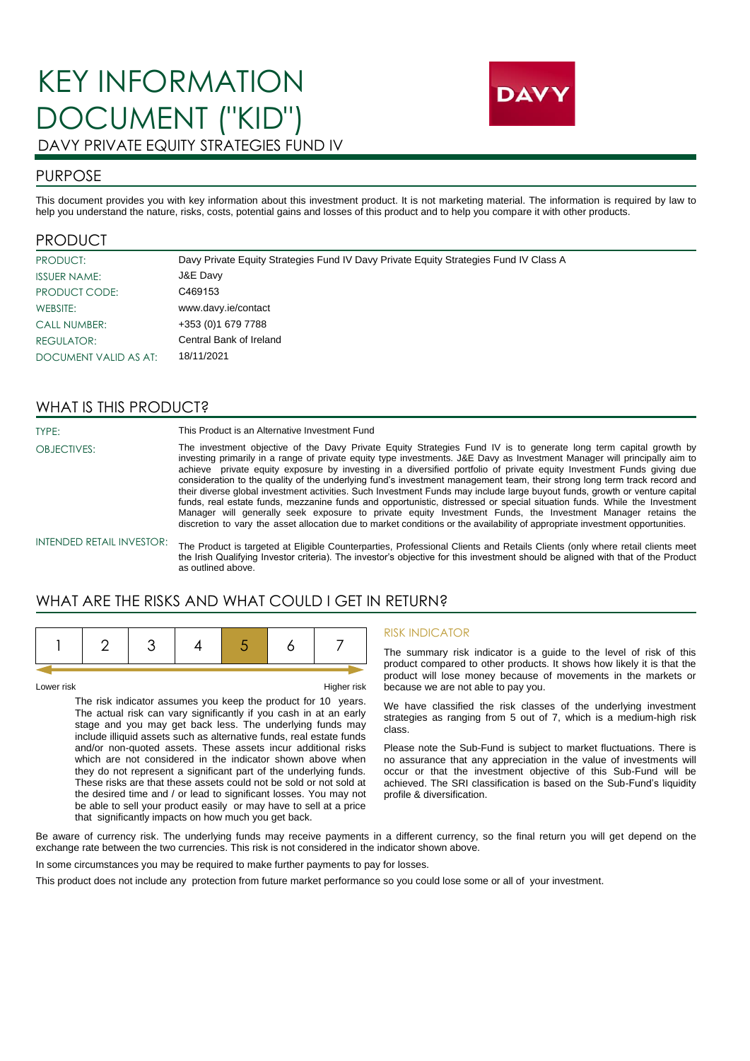# KEY INFORMATION DOCUMENT ("KID")

DAVY PRIVATE EQUITY STRATEGIES FUND IV

## PURPOSE

This document provides you with key information about this investment product. It is not marketing material. The information is required by law to help you understand the nature, risks, costs, potential gains and losses of this product and to help you compare it with other products.

## PRODUCT

| | |
|---|---|
| PRODUCT: | Davy Private Equity Strategies Fund IV Davy Private Equity Strategies Fund IV Class A |
| ISSUER NAME: | J&E Davy |
| PRODUCT CODE: | C469153 |
| WEBSITE: | www.davy.ie/contact |
| CALL NUMBER: | +353 (0)1 679 7788 |
| REGULATOR: | Central Bank of Ireland |
| DOCUMENT VALID AS AT: | 18/11/2021 |

## WHAT IS THIS PRODUCT?

TYPE: This Product is an Alternative Investment Fund

OBJECTIVES: The investment objective of the Davy Private Equity Strategies Fund IV is to generate long term capital growth by investing primarily in a range of private equity type investments. J&E Davy as Investment Manager will principally aim to achieve private equity exposure by investing in a diversified portfolio of private equity Investment Funds giving due consideration to the quality of the underlying fund's investment management team, their strong long term track record and their diverse global investment activities. Such Investment Funds may include large buyout funds, growth or venture capital funds, real estate funds, mezzanine funds and opportunistic, distressed or special situation funds. While the Investment Manager will generally seek exposure to private equity Investment Funds, the Investment Manager retains the discretion to vary the asset allocation due to market conditions or the availability of appropriate investment opportunities.

INTENDED RETAIL INVESTOR: The Product is targeted at Eligible Counterparties, Professional Clients and Retails Clients (only where retail clients meet the Irish Qualifying Investor criteria). The investor's objective for this investment should be aligned with that of the Product as outlined above.

## WHAT ARE THE RISKS AND WHAT COULD I GET IN RETURN?

| 1 | 2 | 3 | 4 | **5** | 6 | 7 |
|---|---|---|---|---|---|---|

Lower risk — Higher risk

The risk indicator assumes you keep the product for 10 years. The actual risk can vary significantly if you cash in at an early stage and you may get back less. The underlying funds may include illiquid assets such as alternative funds, real estate funds and/or non-quoted assets. These assets incur additional risks which are not considered in the indicator shown above when they do not represent a significant part of the underlying funds. These risks are that these assets could not be sold or not sold at the desired time and / or lead to significant losses. You may not be able to sell your product easily or may have to sell at a price that significantly impacts on how much you get back.

### RISK INDICATOR

The summary risk indicator is a guide to the level of risk of this product compared to other products. It shows how likely it is that the product will lose money because of movements in the markets or because we are not able to pay you.

We have classified the risk classes of the underlying investment strategies as ranging from 5 out of 7, which is a medium-high risk class.

Please note the Sub-Fund is subject to market fluctuations. There is no assurance that any appreciation in the value of investments will occur or that the investment objective of this Sub-Fund will be achieved. The SRI classification is based on the Sub-Fund's liquidity profile & diversification.

Be aware of currency risk. The underlying funds may receive payments in a different currency, so the final return you will get depend on the exchange rate between the two currencies. This risk is not considered in the indicator shown above.

In some circumstances you may be required to make further payments to pay for losses.

This product does not include any protection from future market performance so you could lose some or all of your investment.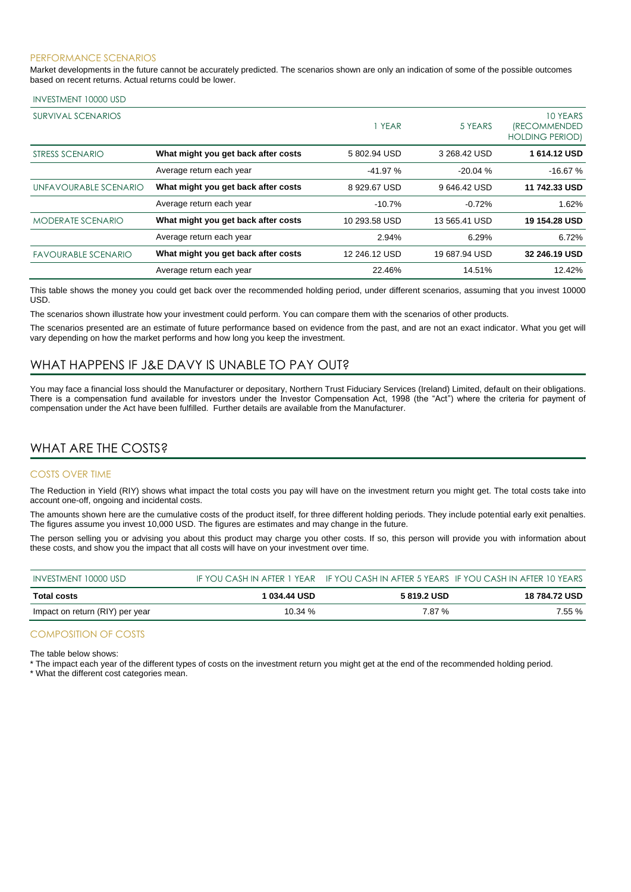### PERFORMANCE SCENARIOS

Market developments in the future cannot be accurately predicted. The scenarios shown are only an indication of some of the possible outcomes based on recent returns. Actual returns could be lower.

INVESTMENT 10000 USD

| SURVIVAL SCENARIOS | | 1 YEAR | 5 YEARS | 10 YEARS (RECOMMENDED HOLDING PERIOD) |
|---|---|---|---|---|
| STRESS SCENARIO | **What might you get back after costs** | 5 802.94 USD | 3 268.42 USD | **1 614.12 USD** |
| | Average return each year | -41.97 % | -20.04 % | -16.67 % |
| UNFAVOURABLE SCENARIO | **What might you get back after costs** | 8 929.67 USD | 9 646.42 USD | **11 742.33 USD** |
| | Average return each year | -10.7% | -0.72% | 1.62% |
| MODERATE SCENARIO | **What might you get back after costs** | 10 293.58 USD | 13 565.41 USD | **19 154.28 USD** |
| | Average return each year | 2.94% | 6.29% | 6.72% |
| FAVOURABLE SCENARIO | **What might you get back after costs** | 12 246.12 USD | 19 687.94 USD | **32 246.19 USD** |
| | Average return each year | 22.46% | 14.51% | 12.42% |

This table shows the money you could get back over the recommended holding period, under different scenarios, assuming that you invest 10000 USD.

The scenarios shown illustrate how your investment could perform. You can compare them with the scenarios of other products.

The scenarios presented are an estimate of future performance based on evidence from the past, and are not an exact indicator. What you get will vary depending on how the market performs and how long you keep the investment.

## WHAT HAPPENS IF J&E DAVY IS UNABLE TO PAY OUT?

You may face a financial loss should the Manufacturer or depositary, Northern Trust Fiduciary Services (Ireland) Limited, default on their obligations. There is a compensation fund available for investors under the Investor Compensation Act, 1998 (the "Act") where the criteria for payment of compensation under the Act have been fulfilled. Further details are available from the Manufacturer.

## WHAT ARE THE COSTS?

### COSTS OVER TIME

The Reduction in Yield (RIY) shows what impact the total costs you pay will have on the investment return you might get. The total costs take into account one-off, ongoing and incidental costs.

The amounts shown here are the cumulative costs of the product itself, for three different holding periods. They include potential early exit penalties. The figures assume you invest 10,000 USD. The figures are estimates and may change in the future.

The person selling you or advising you about this product may charge you other costs. If so, this person will provide you with information about these costs, and show you the impact that all costs will have on your investment over time.

| INVESTMENT 10000 USD | IF YOU CASH IN AFTER 1 YEAR | IF YOU CASH IN AFTER 5 YEARS | IF YOU CASH IN AFTER 10 YEARS |
|---|---|---|---|
| **Total costs** | **1 034.44 USD** | **5 819.2 USD** | **18 784.72 USD** |
| Impact on return (RIY) per year | 10.34 % | 7.87 % | 7.55 % |

### COMPOSITION OF COSTS

The table below shows:

* The impact each year of the different types of costs on the investment return you might get at the end of the recommended holding period.
* What the different cost categories mean.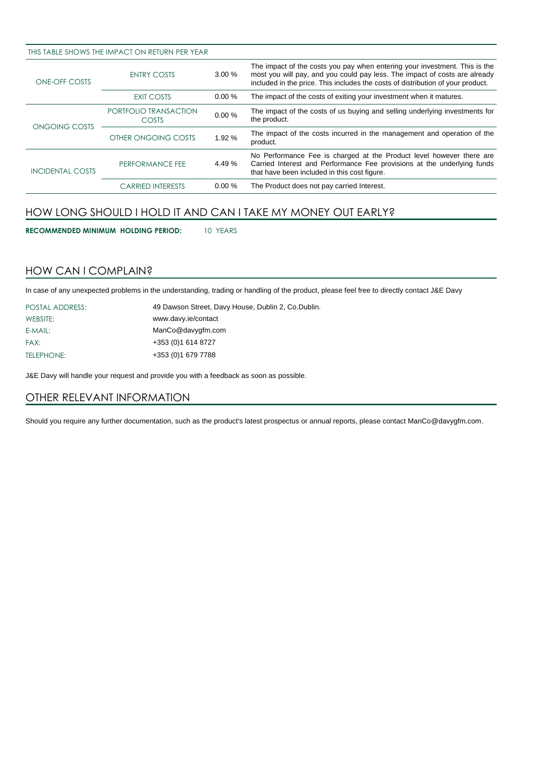| THIS TABLE SHOWS THE IMPACT ON RETURN PER YEAR | | | |
|---|---|---|---|
| ONE-OFF COSTS | ENTRY COSTS | 3.00 % | The impact of the costs you pay when entering your investment. This is the most you will pay, and you could pay less. The impact of costs are already included in the price. This includes the costs of distribution of your product. |
| | EXIT COSTS | 0.00 % | The impact of the costs of exiting your investment when it matures. |
| ONGOING COSTS | PORTFOLIO TRANSACTION COSTS | 0.00 % | The impact of the costs of us buying and selling underlying investments for the product. |
| | OTHER ONGOING COSTS | 1.92 % | The impact of the costs incurred in the management and operation of the product. |
| INCIDENTAL COSTS | PERFORMANCE FEE | 4.49 % | No Performance Fee is charged at the Product level however there are Carried Interest and Performance Fee provisions at the underlying funds that have been included in this cost figure. |
| | CARRIED INTERESTS | 0.00 % | The Product does not pay carried Interest. |

## HOW LONG SHOULD I HOLD IT AND CAN I TAKE MY MONEY OUT EARLY?

**RECOMMENDED MINIMUM HOLDING PERIOD:** 10 YEARS

## HOW CAN I COMPLAIN?

In case of any unexpected problems in the understanding, trading or handling of the product, please feel free to directly contact J&E Davy

| | |
|---|---|
| POSTAL ADDRESS: | 49 Dawson Street, Davy House, Dublin 2, Co.Dublin. |
| WEBSITE: | www.davy.ie/contact |
| E-MAIL: | ManCo@davygfm.com |
| FAX: | +353 (0)1 614 8727 |
| TELEPHONE: | +353 (0)1 679 7788 |

J&E Davy will handle your request and provide you with a feedback as soon as possible.

## OTHER RELEVANT INFORMATION

Should you require any further documentation, such as the product's latest prospectus or annual reports, please contact ManCo@davygfm.com.